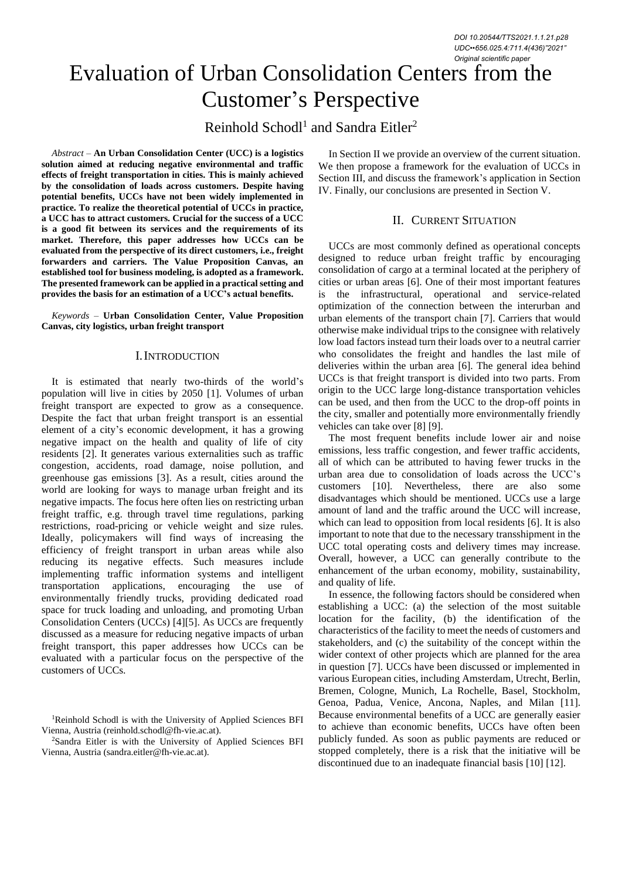DOI 10.20544/TTS2021.1.1.21.p28
UDC••656.025.4:711.4(436)"2021"
*Original scientific paper*

# Evaluation of Urban Consolidation Centers from the Customer's Perspective

Reinhold Schodl[1] and Sandra Eitler[2]

*Abstract* – **An Urban Consolidation Center (UCC) is a logistics solution aimed at reducing negative environmental and traffic effects of freight transportation in cities. This is mainly achieved by the consolidation of loads across customers. Despite having potential benefits, UCCs have not been widely implemented in practice. To realize the theoretical potential of UCCs in practice, a UCC has to attract customers. Crucial for the success of a UCC is a good fit between its services and the requirements of its market. Therefore, this paper addresses how UCCs can be evaluated from the perspective of its direct customers, i.e., freight forwarders and carriers. The Value Proposition Canvas, an established tool for business modeling, is adopted as a framework. The presented framework can be applied in a practical setting and provides the basis for an estimation of a UCC's actual benefits.**

*Keywords* – **Urban Consolidation Center, Value Proposition Canvas, city logistics, urban freight transport**

## I. Introduction

It is estimated that nearly two-thirds of the world's population will live in cities by 2050 [1]. Volumes of urban freight transport are expected to grow as a consequence. Despite the fact that urban freight transport is an essential element of a city's economic development, it has a growing negative impact on the health and quality of life of city residents [2]. It generates various externalities such as traffic congestion, accidents, road damage, noise pollution, and greenhouse gas emissions [3]. As a result, cities around the world are looking for ways to manage urban freight and its negative impacts. The focus here often lies on restricting urban freight traffic, e.g. through travel time regulations, parking restrictions, road-pricing or vehicle weight and size rules. Ideally, policymakers will find ways of increasing the efficiency of freight transport in urban areas while also reducing its negative effects. Such measures include implementing traffic information systems and intelligent transportation applications, encouraging the use of environmentally friendly trucks, providing dedicated road space for truck loading and unloading, and promoting Urban Consolidation Centers (UCCs) [4][5]. As UCCs are frequently discussed as a measure for reducing negative impacts of urban freight transport, this paper addresses how UCCs can be evaluated with a particular focus on the perspective of the customers of UCCs.

[1]Reinhold Schodl is with the University of Applied Sciences BFI Vienna, Austria (reinhold.schodl@fh-vie.ac.at).

[2]Sandra Eitler is with the University of Applied Sciences BFI Vienna, Austria (sandra.eitler@fh-vie.ac.at).

In Section II we provide an overview of the current situation. We then propose a framework for the evaluation of UCCs in Section III, and discuss the framework's application in Section IV. Finally, our conclusions are presented in Section V.

## II. Current Situation

UCCs are most commonly defined as operational concepts designed to reduce urban freight traffic by encouraging consolidation of cargo at a terminal located at the periphery of cities or urban areas [6]. One of their most important features is the infrastructural, operational and service-related optimization of the connection between the interurban and urban elements of the transport chain [7]. Carriers that would otherwise make individual trips to the consignee with relatively low load factors instead turn their loads over to a neutral carrier who consolidates the freight and handles the last mile of deliveries within the urban area [6]. The general idea behind UCCs is that freight transport is divided into two parts. From origin to the UCC large long-distance transportation vehicles can be used, and then from the UCC to the drop-off points in the city, smaller and potentially more environmentally friendly vehicles can take over [8] [9].

The most frequent benefits include lower air and noise emissions, less traffic congestion, and fewer traffic accidents, all of which can be attributed to having fewer trucks in the urban area due to consolidation of loads across the UCC's customers [10]. Nevertheless, there are also some disadvantages which should be mentioned. UCCs use a large amount of land and the traffic around the UCC will increase, which can lead to opposition from local residents [6]. It is also important to note that due to the necessary transshipment in the UCC total operating costs and delivery times may increase. Overall, however, a UCC can generally contribute to the enhancement of the urban economy, mobility, sustainability, and quality of life.

In essence, the following factors should be considered when establishing a UCC: (a) the selection of the most suitable location for the facility, (b) the identification of the characteristics of the facility to meet the needs of customers and stakeholders, and (c) the suitability of the concept within the wider context of other projects which are planned for the area in question [7]. UCCs have been discussed or implemented in various European cities, including Amsterdam, Utrecht, Berlin, Bremen, Cologne, Munich, La Rochelle, Basel, Stockholm, Genoa, Padua, Venice, Ancona, Naples, and Milan [11]. Because environmental benefits of a UCC are generally easier to achieve than economic benefits, UCCs have often been publicly funded. As soon as public payments are reduced or stopped completely, there is a risk that the initiative will be discontinued due to an inadequate financial basis [10] [12].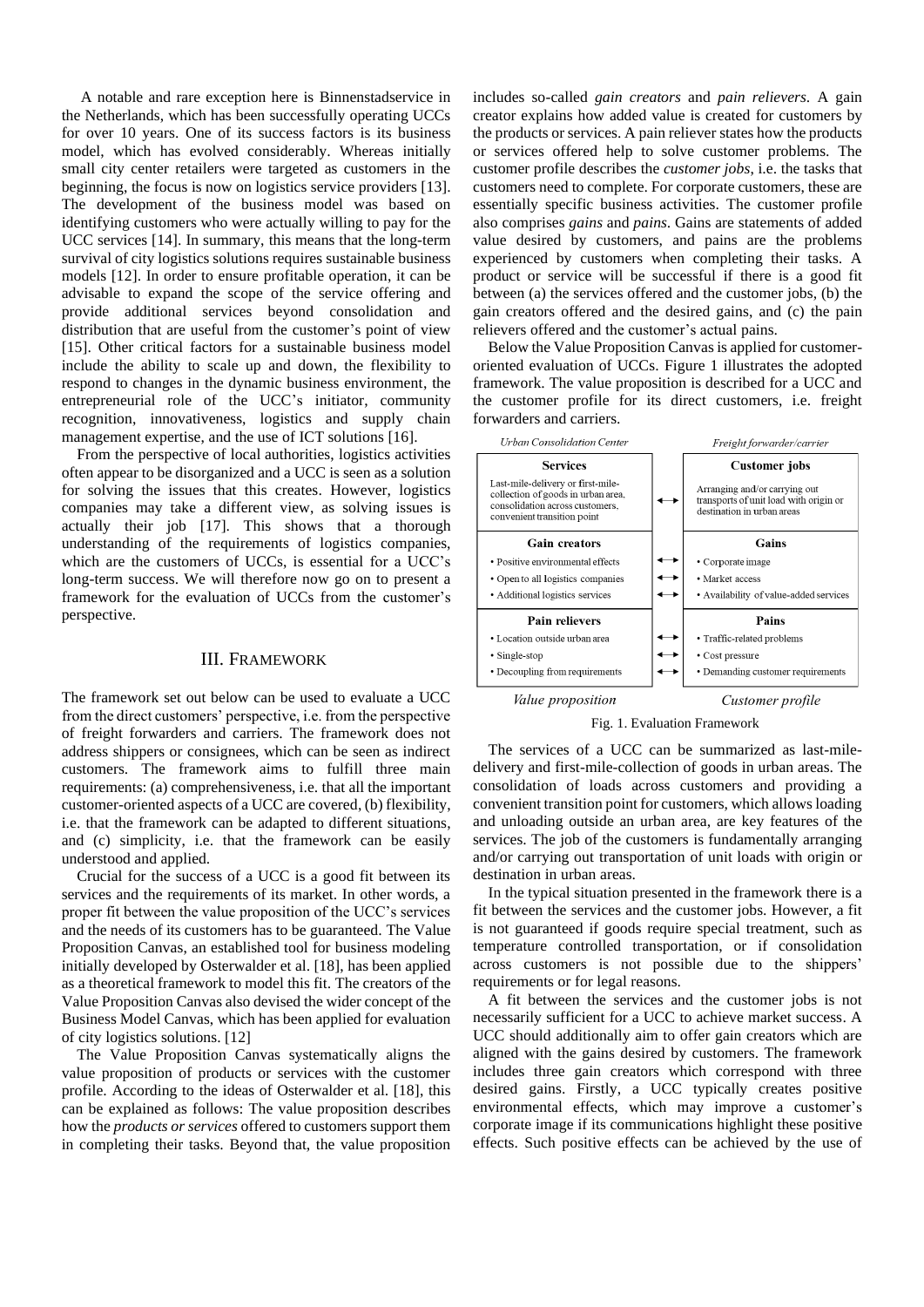A notable and rare exception here is Binnenstadservice in the Netherlands, which has been successfully operating UCCs for over 10 years. One of its success factors is its business model, which has evolved considerably. Whereas initially small city center retailers were targeted as customers in the beginning, the focus is now on logistics service providers [13]. The development of the business model was based on identifying customers who were actually willing to pay for the UCC services [14]. In summary, this means that the long-term survival of city logistics solutions requires sustainable business models [12]. In order to ensure profitable operation, it can be advisable to expand the scope of the service offering and provide additional services beyond consolidation and distribution that are useful from the customer's point of view [15]. Other critical factors for a sustainable business model include the ability to scale up and down, the flexibility to respond to changes in the dynamic business environment, the entrepreneurial role of the UCC's initiator, community recognition, innovativeness, logistics and supply chain management expertise, and the use of ICT solutions [16].

From the perspective of local authorities, logistics activities often appear to be disorganized and a UCC is seen as a solution for solving the issues that this creates. However, logistics companies may take a different view, as solving issues is actually their job [17]. This shows that a thorough understanding of the requirements of logistics companies, which are the customers of UCCs, is essential for a UCC's long-term success. We will therefore now go on to present a framework for the evaluation of UCCs from the customer's perspective.

## III. Framework

The framework set out below can be used to evaluate a UCC from the direct customers' perspective, i.e. from the perspective of freight forwarders and carriers. The framework does not address shippers or consignees, which can be seen as indirect customers. The framework aims to fulfill three main requirements: (a) comprehensiveness, i.e. that all the important customer-oriented aspects of a UCC are covered, (b) flexibility, i.e. that the framework can be adapted to different situations, and (c) simplicity, i.e. that the framework can be easily understood and applied.

Crucial for the success of a UCC is a good fit between its services and the requirements of its market. In other words, a proper fit between the value proposition of the UCC's services and the needs of its customers has to be guaranteed. The Value Proposition Canvas, an established tool for business modeling initially developed by Osterwalder et al. [18], has been applied as a theoretical framework to model this fit. The creators of the Value Proposition Canvas also devised the wider concept of the Business Model Canvas, which has been applied for evaluation of city logistics solutions. [12]

The Value Proposition Canvas systematically aligns the value proposition of products or services with the customer profile. According to the ideas of Osterwalder et al. [18], this can be explained as follows: The value proposition describes how the *products or services* offered to customers support them in completing their tasks. Beyond that, the value proposition includes so-called *gain creators* and *pain relievers*. A gain creator explains how added value is created for customers by the products or services. A pain reliever states how the products or services offered help to solve customer problems. The customer profile describes the *customer jobs*, i.e. the tasks that customers need to complete. For corporate customers, these are essentially specific business activities. The customer profile also comprises *gains* and *pains*. Gains are statements of added value desired by customers, and pains are the problems experienced by customers when completing their tasks. A product or service will be successful if there is a good fit between (a) the services offered and the customer jobs, (b) the gain creators offered and the desired gains, and (c) the pain relievers offered and the customer's actual pains.

Below the Value Proposition Canvas is applied for customer-oriented evaluation of UCCs. Figure 1 illustrates the adopted framework. The value proposition is described for a UCC and the customer profile for its direct customers, i.e. freight forwarders and carriers.

| *Urban Consolidation Center* (Value proposition) | | *Freight forwarder/carrier* (Customer profile) |
|---|---|---|
| **Services** | | **Customer jobs** |
| Last-mile-delivery or first-mile-collection of goods in urban area, consolidation across customers, convenient transition point | ↔ | Arranging and/or carrying out transports of unit load with origin or destination in urban areas |
| **Gain creators** | | **Gains** |
| • Positive environmental effects | ↔ | • Corporate image |
| • Open to all logistics companies | ↔ | • Market access |
| • Additional logistics services | ↔ | • Availability of value-added services |
| **Pain relievers** | | **Pains** |
| • Location outside urban area | ↔ | • Traffic-related problems |
| • Single-stop | ↔ | • Cost pressure |
| • Decoupling from requirements | ↔ | • Demanding customer requirements |

Fig. 1. Evaluation Framework

The services of a UCC can be summarized as last-mile-delivery and first-mile-collection of goods in urban areas. The consolidation of loads across customers and providing a convenient transition point for customers, which allows loading and unloading outside an urban area, are key features of the services. The job of the customers is fundamentally arranging and/or carrying out transportation of unit loads with origin or destination in urban areas.

In the typical situation presented in the framework there is a fit between the services and the customer jobs. However, a fit is not guaranteed if goods require special treatment, such as temperature controlled transportation, or if consolidation across customers is not possible due to the shippers' requirements or for legal reasons.

A fit between the services and the customer jobs is not necessarily sufficient for a UCC to achieve market success. A UCC should additionally aim to offer gain creators which are aligned with the gains desired by customers. The framework includes three gain creators which correspond with three desired gains. Firstly, a UCC typically creates positive environmental effects, which may improve a customer's corporate image if its communications highlight these positive effects. Such positive effects can be achieved by the use of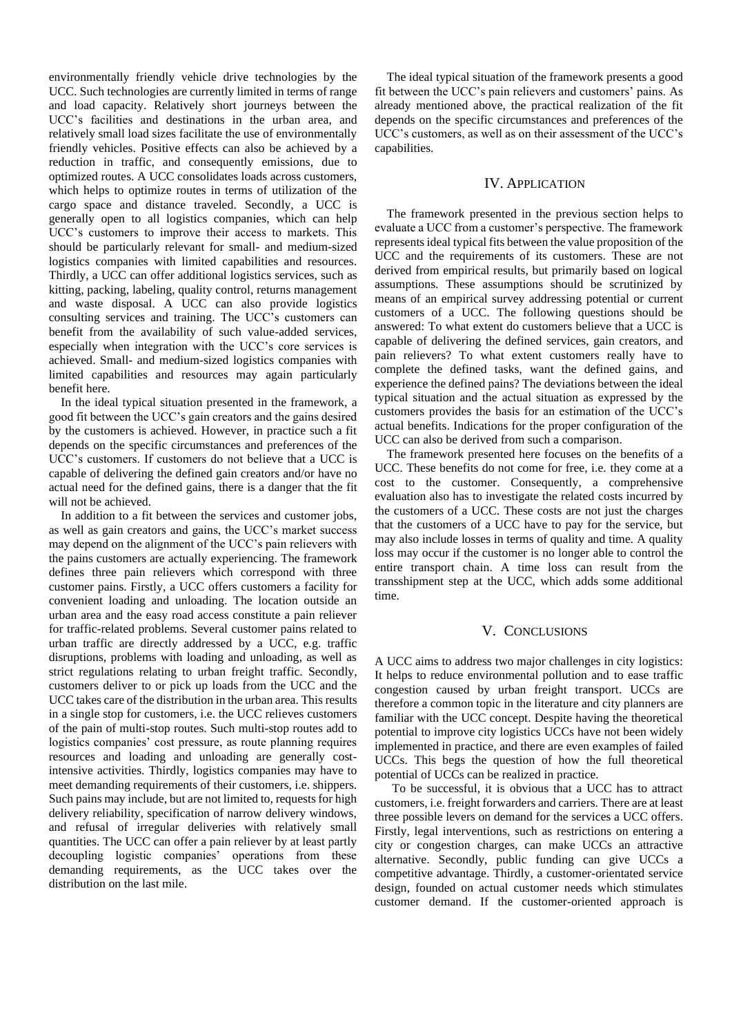environmentally friendly vehicle drive technologies by the UCC. Such technologies are currently limited in terms of range and load capacity. Relatively short journeys between the UCC's facilities and destinations in the urban area, and relatively small load sizes facilitate the use of environmentally friendly vehicles. Positive effects can also be achieved by a reduction in traffic, and consequently emissions, due to optimized routes. A UCC consolidates loads across customers, which helps to optimize routes in terms of utilization of the cargo space and distance traveled. Secondly, a UCC is generally open to all logistics companies, which can help UCC's customers to improve their access to markets. This should be particularly relevant for small- and medium-sized logistics companies with limited capabilities and resources. Thirdly, a UCC can offer additional logistics services, such as kitting, packing, labeling, quality control, returns management and waste disposal. A UCC can also provide logistics consulting services and training. The UCC's customers can benefit from the availability of such value-added services, especially when integration with the UCC's core services is achieved. Small- and medium-sized logistics companies with limited capabilities and resources may again particularly benefit here.

In the ideal typical situation presented in the framework, a good fit between the UCC's gain creators and the gains desired by the customers is achieved. However, in practice such a fit depends on the specific circumstances and preferences of the UCC's customers. If customers do not believe that a UCC is capable of delivering the defined gain creators and/or have no actual need for the defined gains, there is a danger that the fit will not be achieved.

In addition to a fit between the services and customer jobs, as well as gain creators and gains, the UCC's market success may depend on the alignment of the UCC's pain relievers with the pains customers are actually experiencing. The framework defines three pain relievers which correspond with three customer pains. Firstly, a UCC offers customers a facility for convenient loading and unloading. The location outside an urban area and the easy road access constitute a pain reliever for traffic-related problems. Several customer pains related to urban traffic are directly addressed by a UCC, e.g. traffic disruptions, problems with loading and unloading, as well as strict regulations relating to urban freight traffic. Secondly, customers deliver to or pick up loads from the UCC and the UCC takes care of the distribution in the urban area. This results in a single stop for customers, i.e. the UCC relieves customers of the pain of multi-stop routes. Such multi-stop routes add to logistics companies' cost pressure, as route planning requires resources and loading and unloading are generally cost-intensive activities. Thirdly, logistics companies may have to meet demanding requirements of their customers, i.e. shippers. Such pains may include, but are not limited to, requests for high delivery reliability, specification of narrow delivery windows, and refusal of irregular deliveries with relatively small quantities. The UCC can offer a pain reliever by at least partly decoupling logistic companies' operations from these demanding requirements, as the UCC takes over the distribution on the last mile.

The ideal typical situation of the framework presents a good fit between the UCC's pain relievers and customers' pains. As already mentioned above, the practical realization of the fit depends on the specific circumstances and preferences of the UCC's customers, as well as on their assessment of the UCC's capabilities.

## IV. Application

The framework presented in the previous section helps to evaluate a UCC from a customer's perspective. The framework represents ideal typical fits between the value proposition of the UCC and the requirements of its customers. These are not derived from empirical results, but primarily based on logical assumptions. These assumptions should be scrutinized by means of an empirical survey addressing potential or current customers of a UCC. The following questions should be answered: To what extent do customers believe that a UCC is capable of delivering the defined services, gain creators, and pain relievers? To what extent customers really have to complete the defined tasks, want the defined gains, and experience the defined pains? The deviations between the ideal typical situation and the actual situation as expressed by the customers provides the basis for an estimation of the UCC's actual benefits. Indications for the proper configuration of the UCC can also be derived from such a comparison.

The framework presented here focuses on the benefits of a UCC. These benefits do not come for free, i.e. they come at a cost to the customer. Consequently, a comprehensive evaluation also has to investigate the related costs incurred by the customers of a UCC. These costs are not just the charges that the customers of a UCC have to pay for the service, but may also include losses in terms of quality and time. A quality loss may occur if the customer is no longer able to control the entire transport chain. A time loss can result from the transshipment step at the UCC, which adds some additional time.

## V. Conclusions

A UCC aims to address two major challenges in city logistics: It helps to reduce environmental pollution and to ease traffic congestion caused by urban freight transport. UCCs are therefore a common topic in the literature and city planners are familiar with the UCC concept. Despite having the theoretical potential to improve city logistics UCCs have not been widely implemented in practice, and there are even examples of failed UCCs. This begs the question of how the full theoretical potential of UCCs can be realized in practice.

To be successful, it is obvious that a UCC has to attract customers, i.e. freight forwarders and carriers. There are at least three possible levers on demand for the services a UCC offers. Firstly, legal interventions, such as restrictions on entering a city or congestion charges, can make UCCs an attractive alternative. Secondly, public funding can give UCCs a competitive advantage. Thirdly, a customer-orientated service design, founded on actual customer needs which stimulates customer demand. If the customer-oriented approach is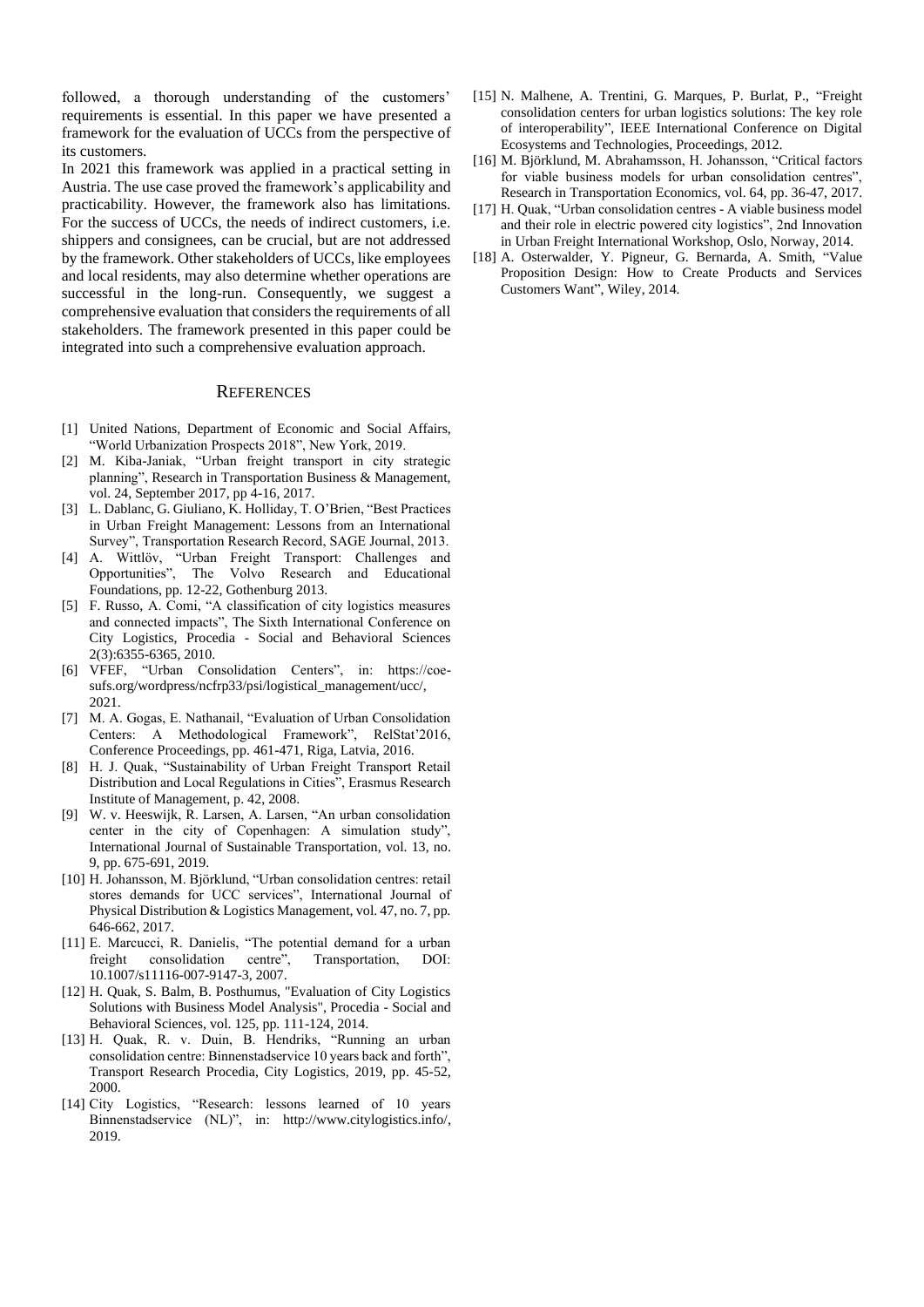followed, a thorough understanding of the customers' requirements is essential. In this paper we have presented a framework for the evaluation of UCCs from the perspective of its customers.

In 2021 this framework was applied in a practical setting in Austria. The use case proved the framework's applicability and practicability. However, the framework also has limitations. For the success of UCCs, the needs of indirect customers, i.e. shippers and consignees, can be crucial, but are not addressed by the framework. Other stakeholders of UCCs, like employees and local residents, may also determine whether operations are successful in the long-run. Consequently, we suggest a comprehensive evaluation that considers the requirements of all stakeholders. The framework presented in this paper could be integrated into such a comprehensive evaluation approach.

## References

[1] United Nations, Department of Economic and Social Affairs, "World Urbanization Prospects 2018", New York, 2019.

[2] M. Kiba-Janiak, "Urban freight transport in city strategic planning", Research in Transportation Business & Management, vol. 24, September 2017, pp 4-16, 2017.

[3] L. Dablanc, G. Giuliano, K. Holliday, T. O'Brien, "Best Practices in Urban Freight Management: Lessons from an International Survey", Transportation Research Record, SAGE Journal, 2013.

[4] A. Wittlöv, "Urban Freight Transport: Challenges and Opportunities", The Volvo Research and Educational Foundations, pp. 12-22, Gothenburg 2013.

[5] F. Russo, A. Comi, "A classification of city logistics measures and connected impacts", The Sixth International Conference on City Logistics, Procedia - Social and Behavioral Sciences 2(3):6355-6365, 2010.

[6] VFEF, "Urban Consolidation Centers", in: https://coe-sufs.org/wordpress/ncfrp33/psi/logistical_management/ucc/, 2021.

[7] M. A. Gogas, E. Nathanail, "Evaluation of Urban Consolidation Centers: A Methodological Framework", RelStat'2016, Conference Proceedings, pp. 461-471, Riga, Latvia, 2016.

[8] H. J. Quak, "Sustainability of Urban Freight Transport Retail Distribution and Local Regulations in Cities", Erasmus Research Institute of Management, p. 42, 2008.

[9] W. v. Heeswijk, R. Larsen, A. Larsen, "An urban consolidation center in the city of Copenhagen: A simulation study", International Journal of Sustainable Transportation, vol. 13, no. 9, pp. 675-691, 2019.

[10] H. Johansson, M. Björklund, "Urban consolidation centres: retail stores demands for UCC services", International Journal of Physical Distribution & Logistics Management, vol. 47, no. 7, pp. 646-662, 2017.

[11] E. Marcucci, R. Danielis, "The potential demand for a urban freight consolidation centre", Transportation, DOI: 10.1007/s11116-007-9147-3, 2007.

[12] H. Quak, S. Balm, B. Posthumus, "Evaluation of City Logistics Solutions with Business Model Analysis", Procedia - Social and Behavioral Sciences, vol. 125, pp. 111-124, 2014.

[13] H. Quak, R. v. Duin, B. Hendriks, "Running an urban consolidation centre: Binnenstadservice 10 years back and forth", Transport Research Procedia, City Logistics, 2019, pp. 45-52, 2000.

[14] City Logistics, "Research: lessons learned of 10 years Binnenstadservice (NL)", in: http://www.citylogistics.info/, 2019.

[15] N. Malhene, A. Trentini, G. Marques, P. Burlat, P., "Freight consolidation centers for urban logistics solutions: The key role of interoperability", IEEE International Conference on Digital Ecosystems and Technologies, Proceedings, 2012.

[16] M. Björklund, M. Abrahamsson, H. Johansson, "Critical factors for viable business models for urban consolidation centres", Research in Transportation Economics, vol. 64, pp. 36-47, 2017.

[17] H. Quak, "Urban consolidation centres - A viable business model and their role in electric powered city logistics", 2nd Innovation in Urban Freight International Workshop, Oslo, Norway, 2014.

[18] A. Osterwalder, Y. Pigneur, G. Bernarda, A. Smith, "Value Proposition Design: How to Create Products and Services Customers Want", Wiley, 2014.